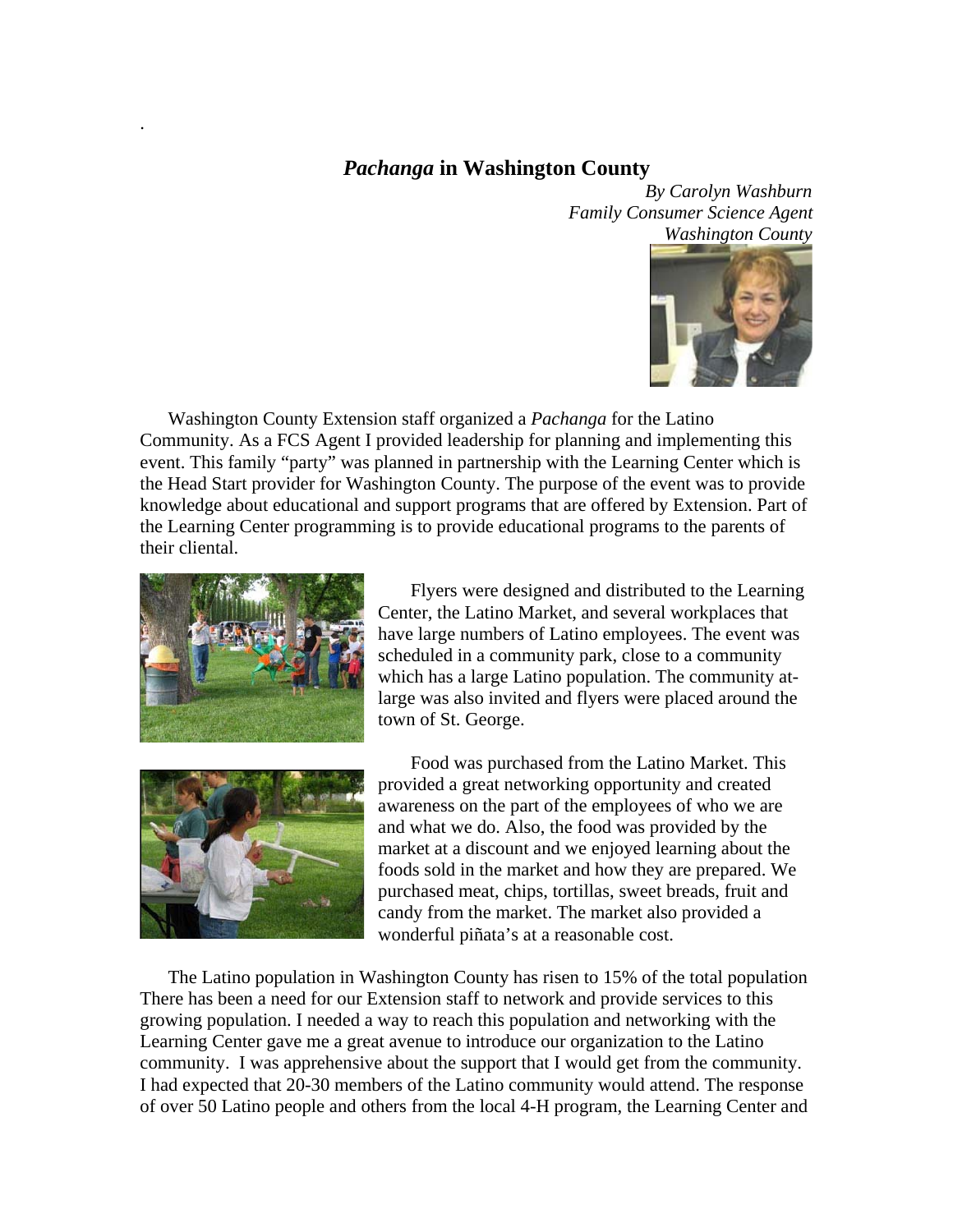.

## *Pachanga* in Washington County

*By Carolyn Washburn*
*Family Consumer Science Agent*
*Washington County*

Washington County Extension staff organized a *Pachanga* for the Latino Community. As a FCS Agent I provided leadership for planning and implementing this event. This family "party" was planned in partnership with the Learning Center which is the Head Start provider for Washington County. The purpose of the event was to provide knowledge about educational and support programs that are offered by Extension. Part of the Learning Center programming is to provide educational programs to the parents of their cliental.

Flyers were designed and distributed to the Learning Center, the Latino Market, and several workplaces that have large numbers of Latino employees. The event was scheduled in a community park, close to a community which has a large Latino population. The community at-large was also invited and flyers were placed around the town of St. George.

Food was purchased from the Latino Market. This provided a great networking opportunity and created awareness on the part of the employees of who we are and what we do. Also, the food was provided by the market at a discount and we enjoyed learning about the foods sold in the market and how they are prepared. We purchased meat, chips, tortillas, sweet breads, fruit and candy from the market. The market also provided a wonderful piñata's at a reasonable cost.

The Latino population in Washington County has risen to 15% of the total population There has been a need for our Extension staff to network and provide services to this growing population. I needed a way to reach this population and networking with the Learning Center gave me a great avenue to introduce our organization to the Latino community. I was apprehensive about the support that I would get from the community. I had expected that 20-30 members of the Latino community would attend. The response of over 50 Latino people and others from the local 4-H program, the Learning Center and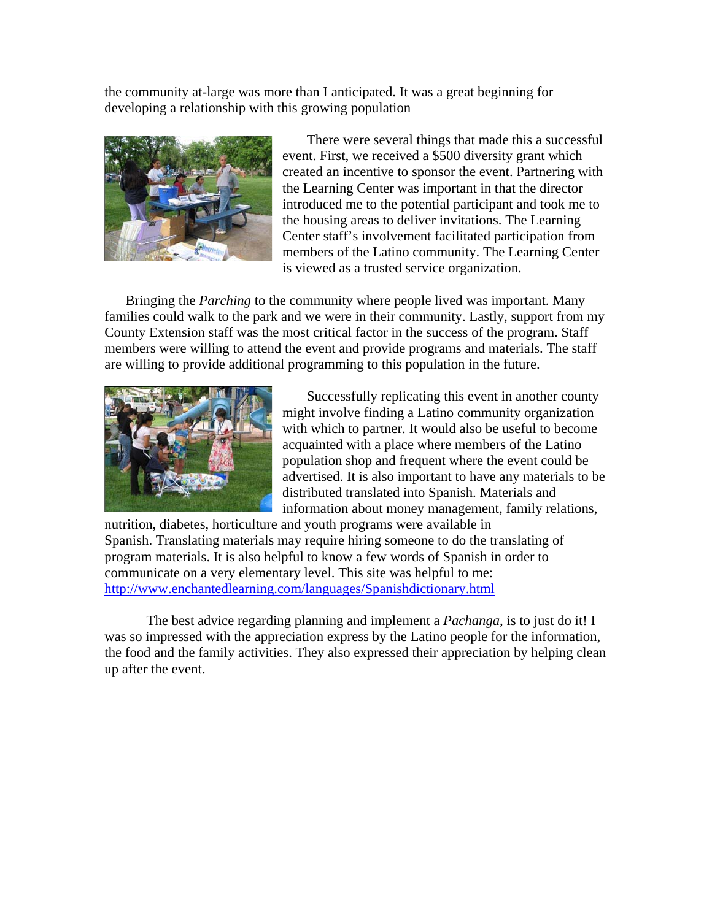the community at-large was more than I anticipated. It was a great beginning for developing a relationship with this growing population

There were several things that made this a successful event. First, we received a $500 diversity grant which created an incentive to sponsor the event. Partnering with the Learning Center was important in that the director introduced me to the potential participant and took me to the housing areas to deliver invitations. The Learning Center staff's involvement facilitated participation from members of the Latino community. The Learning Center is viewed as a trusted service organization.

Bringing the *Parching* to the community where people lived was important. Many families could walk to the park and we were in their community. Lastly, support from my County Extension staff was the most critical factor in the success of the program. Staff members were willing to attend the event and provide programs and materials. The staff are willing to provide additional programming to this population in the future.

Successfully replicating this event in another county might involve finding a Latino community organization with which to partner. It would also be useful to become acquainted with a place where members of the Latino population shop and frequent where the event could be advertised. It is also important to have any materials to be distributed translated into Spanish. Materials and information about money management, family relations, nutrition, diabetes, horticulture and youth programs were available in Spanish. Translating materials may require hiring someone to do the translating of program materials. It is also helpful to know a few words of Spanish in order to communicate on a very elementary level. This site was helpful to me: http://www.enchantedlearning.com/languages/Spanishdictionary.html

The best advice regarding planning and implement a *Pachanga*, is to just do it! I was so impressed with the appreciation express by the Latino people for the information, the food and the family activities. They also expressed their appreciation by helping clean up after the event.